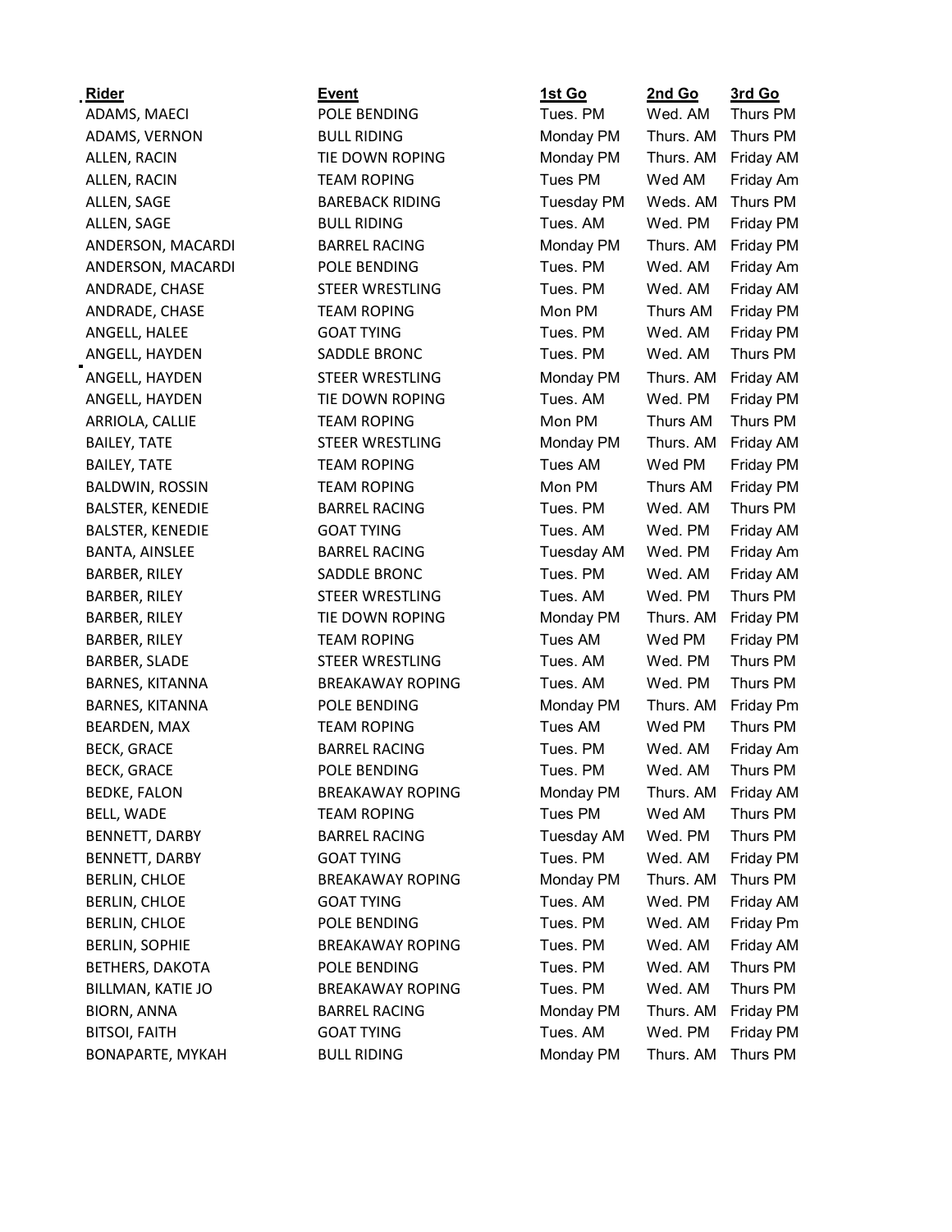| Rider | Event | 1st Go | 2nd Go | 3rd Go |
|---|---|---|---|---|
| ADAMS, MAECI | POLE BENDING | Tues. PM | Wed. AM | Thurs PM |
| ADAMS, VERNON | BULL RIDING | Monday PM | Thurs. AM | Thurs PM |
| ALLEN, RACIN | TIE DOWN ROPING | Monday PM | Thurs. AM | Friday AM |
| ALLEN, RACIN | TEAM ROPING | Tues PM | Wed AM | Friday Am |
| ALLEN, SAGE | BAREBACK RIDING | Tuesday PM | Weds. AM | Thurs PM |
| ALLEN, SAGE | BULL RIDING | Tues. AM | Wed. PM | Friday PM |
| ANDERSON, MACARDI | BARREL RACING | Monday PM | Thurs. AM | Friday PM |
| ANDERSON, MACARDI | POLE BENDING | Tues. PM | Wed. AM | Friday Am |
| ANDRADE, CHASE | STEER WRESTLING | Tues. PM | Wed. AM | Friday AM |
| ANDRADE, CHASE | TEAM ROPING | Mon PM | Thurs AM | Friday PM |
| ANGELL, HALEE | GOAT TYING | Tues. PM | Wed. AM | Friday PM |
| ANGELL, HAYDEN | SADDLE BRONC | Tues. PM | Wed. AM | Thurs PM |
| ANGELL, HAYDEN | STEER WRESTLING | Monday PM | Thurs. AM | Friday AM |
| ANGELL, HAYDEN | TIE DOWN ROPING | Tues. AM | Wed. PM | Friday PM |
| ARRIOLA, CALLIE | TEAM ROPING | Mon PM | Thurs AM | Thurs PM |
| BAILEY, TATE | STEER WRESTLING | Monday PM | Thurs. AM | Friday AM |
| BAILEY, TATE | TEAM ROPING | Tues AM | Wed PM | Friday PM |
| BALDWIN, ROSSIN | TEAM ROPING | Mon PM | Thurs AM | Friday PM |
| BALSTER, KENEDIE | BARREL RACING | Tues. PM | Wed. AM | Thurs PM |
| BALSTER, KENEDIE | GOAT TYING | Tues. AM | Wed. PM | Friday AM |
| BANTA, AINSLEE | BARREL RACING | Tuesday AM | Wed. PM | Friday Am |
| BARBER, RILEY | SADDLE BRONC | Tues. PM | Wed. AM | Friday AM |
| BARBER, RILEY | STEER WRESTLING | Tues. AM | Wed. PM | Thurs PM |
| BARBER, RILEY | TIE DOWN ROPING | Monday PM | Thurs. AM | Friday PM |
| BARBER, RILEY | TEAM ROPING | Tues AM | Wed PM | Friday PM |
| BARBER, SLADE | STEER WRESTLING | Tues. AM | Wed. PM | Thurs PM |
| BARNES, KITANNA | BREAKAWAY ROPING | Tues. AM | Wed. PM | Thurs PM |
| BARNES, KITANNA | POLE BENDING | Monday PM | Thurs. AM | Friday Pm |
| BEARDEN, MAX | TEAM ROPING | Tues AM | Wed PM | Thurs PM |
| BECK, GRACE | BARREL RACING | Tues. PM | Wed. AM | Friday Am |
| BECK, GRACE | POLE BENDING | Tues. PM | Wed. AM | Thurs PM |
| BEDKE, FALON | BREAKAWAY ROPING | Monday PM | Thurs. AM | Friday AM |
| BELL, WADE | TEAM ROPING | Tues PM | Wed AM | Thurs PM |
| BENNETT, DARBY | BARREL RACING | Tuesday AM | Wed. PM | Thurs PM |
| BENNETT, DARBY | GOAT TYING | Tues. PM | Wed. AM | Friday PM |
| BERLIN, CHLOE | BREAKAWAY ROPING | Monday PM | Thurs. AM | Thurs PM |
| BERLIN, CHLOE | GOAT TYING | Tues. AM | Wed. PM | Friday AM |
| BERLIN, CHLOE | POLE BENDING | Tues. PM | Wed. AM | Friday Pm |
| BERLIN, SOPHIE | BREAKAWAY ROPING | Tues. PM | Wed. AM | Friday AM |
| BETHERS, DAKOTA | POLE BENDING | Tues. PM | Wed. AM | Thurs PM |
| BILLMAN, KATIE JO | BREAKAWAY ROPING | Tues. PM | Wed. AM | Thurs PM |
| BIORN, ANNA | BARREL RACING | Monday PM | Thurs. AM | Friday PM |
| BITSOI, FAITH | GOAT TYING | Tues. AM | Wed. PM | Friday PM |
| BONAPARTE, MYKAH | BULL RIDING | Monday PM | Thurs. AM | Thurs PM |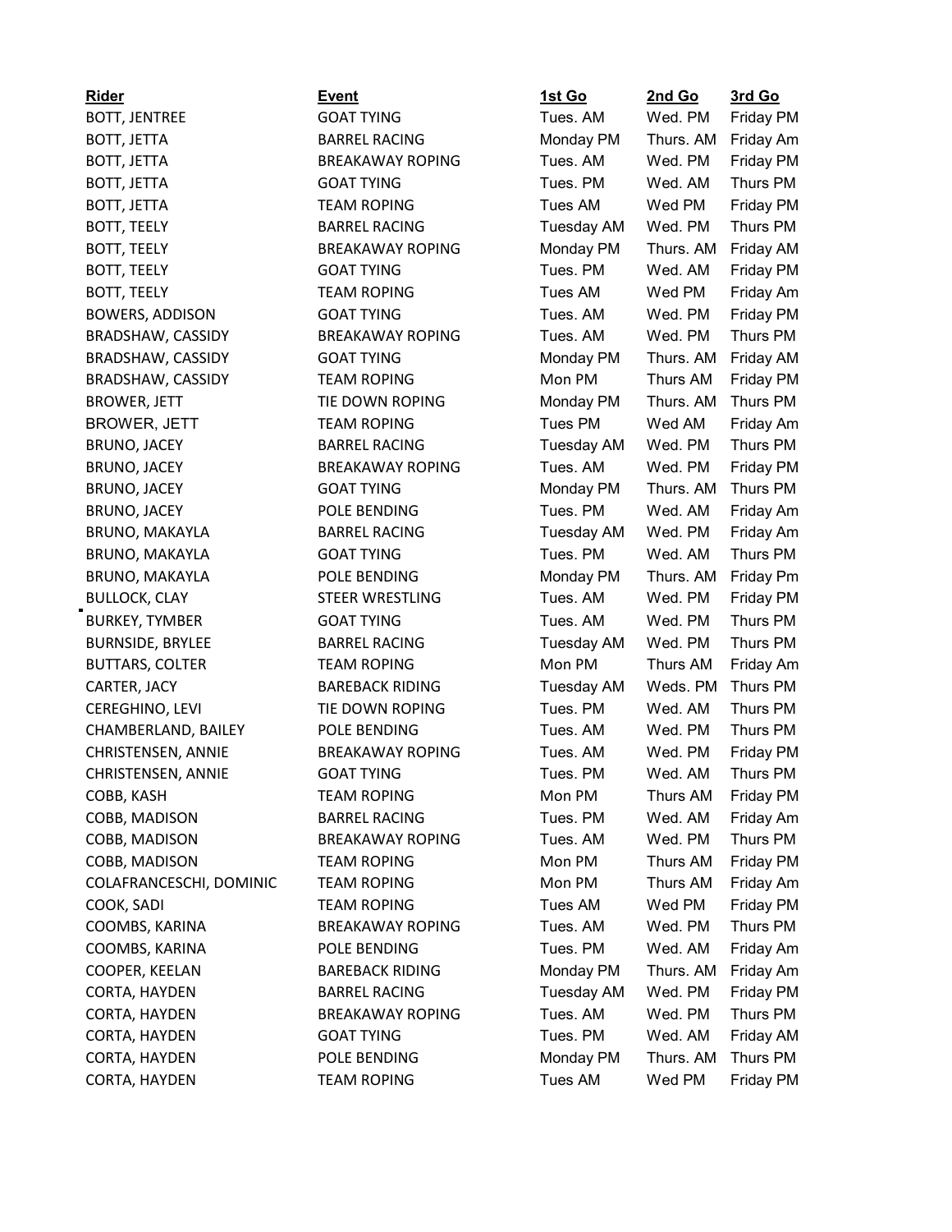| Rider | Event | 1st Go | 2nd Go | 3rd Go |
| --- | --- | --- | --- | --- |
| BOTT, JENTREE | GOAT TYING | Tues. AM | Wed. PM | Friday PM |
| BOTT, JETTA | BARREL RACING | Monday PM | Thurs. AM | Friday Am |
| BOTT, JETTA | BREAKAWAY ROPING | Tues. AM | Wed. PM | Friday PM |
| BOTT, JETTA | GOAT TYING | Tues. PM | Wed. AM | Thurs PM |
| BOTT, JETTA | TEAM ROPING | Tues AM | Wed PM | Friday PM |
| BOTT, TEELY | BARREL RACING | Tuesday AM | Wed. PM | Thurs PM |
| BOTT, TEELY | BREAKAWAY ROPING | Monday PM | Thurs. AM | Friday AM |
| BOTT, TEELY | GOAT TYING | Tues. PM | Wed. AM | Friday PM |
| BOTT, TEELY | TEAM ROPING | Tues AM | Wed PM | Friday Am |
| BOWERS, ADDISON | GOAT TYING | Tues. AM | Wed. PM | Friday PM |
| BRADSHAW, CASSIDY | BREAKAWAY ROPING | Tues. AM | Wed. PM | Thurs PM |
| BRADSHAW, CASSIDY | GOAT TYING | Monday PM | Thurs. AM | Friday AM |
| BRADSHAW, CASSIDY | TEAM ROPING | Mon PM | Thurs AM | Friday PM |
| BROWER, JETT | TIE DOWN ROPING | Monday PM | Thurs. AM | Thurs PM |
| BROWER, JETT | TEAM ROPING | Tues PM | Wed AM | Friday Am |
| BRUNO, JACEY | BARREL RACING | Tuesday AM | Wed. PM | Thurs PM |
| BRUNO, JACEY | BREAKAWAY ROPING | Tues. AM | Wed. PM | Friday PM |
| BRUNO, JACEY | GOAT TYING | Monday PM | Thurs. AM | Thurs PM |
| BRUNO, JACEY | POLE BENDING | Tues. PM | Wed. AM | Friday Am |
| BRUNO, MAKAYLA | BARREL RACING | Tuesday AM | Wed. PM | Friday Am |
| BRUNO, MAKAYLA | GOAT TYING | Tues. PM | Wed. AM | Thurs PM |
| BRUNO, MAKAYLA | POLE BENDING | Monday PM | Thurs. AM | Friday Pm |
| BULLOCK, CLAY | STEER WRESTLING | Tues. AM | Wed. PM | Friday PM |
| BURKEY, TYMBER | GOAT TYING | Tues. AM | Wed. PM | Thurs PM |
| BURNSIDE, BRYLEE | BARREL RACING | Tuesday AM | Wed. PM | Thurs PM |
| BUTTARS, COLTER | TEAM ROPING | Mon PM | Thurs AM | Friday Am |
| CARTER, JACY | BAREBACK RIDING | Tuesday AM | Weds. PM | Thurs PM |
| CEREGHINO, LEVI | TIE DOWN ROPING | Tues. PM | Wed. AM | Thurs PM |
| CHAMBERLAND, BAILEY | POLE BENDING | Tues. AM | Wed. PM | Thurs PM |
| CHRISTENSEN, ANNIE | BREAKAWAY ROPING | Tues. AM | Wed. PM | Friday PM |
| CHRISTENSEN, ANNIE | GOAT TYING | Tues. PM | Wed. AM | Thurs PM |
| COBB, KASH | TEAM ROPING | Mon PM | Thurs AM | Friday PM |
| COBB, MADISON | BARREL RACING | Tues. PM | Wed. AM | Friday Am |
| COBB, MADISON | BREAKAWAY ROPING | Tues. AM | Wed. PM | Thurs PM |
| COBB, MADISON | TEAM ROPING | Mon PM | Thurs AM | Friday PM |
| COLAFRANCESCHI, DOMINIC | TEAM ROPING | Mon PM | Thurs AM | Friday Am |
| COOK, SADI | TEAM ROPING | Tues AM | Wed PM | Friday PM |
| COOMBS, KARINA | BREAKAWAY ROPING | Tues. AM | Wed. PM | Thurs PM |
| COOMBS, KARINA | POLE BENDING | Tues. PM | Wed. AM | Friday Am |
| COOPER, KEELAN | BAREBACK RIDING | Monday PM | Thurs. AM | Friday Am |
| CORTA, HAYDEN | BARREL RACING | Tuesday AM | Wed. PM | Friday PM |
| CORTA, HAYDEN | BREAKAWAY ROPING | Tues. AM | Wed. PM | Thurs PM |
| CORTA, HAYDEN | GOAT TYING | Tues. PM | Wed. AM | Friday AM |
| CORTA, HAYDEN | POLE BENDING | Monday PM | Thurs. AM | Thurs PM |
| CORTA, HAYDEN | TEAM ROPING | Tues AM | Wed PM | Friday PM |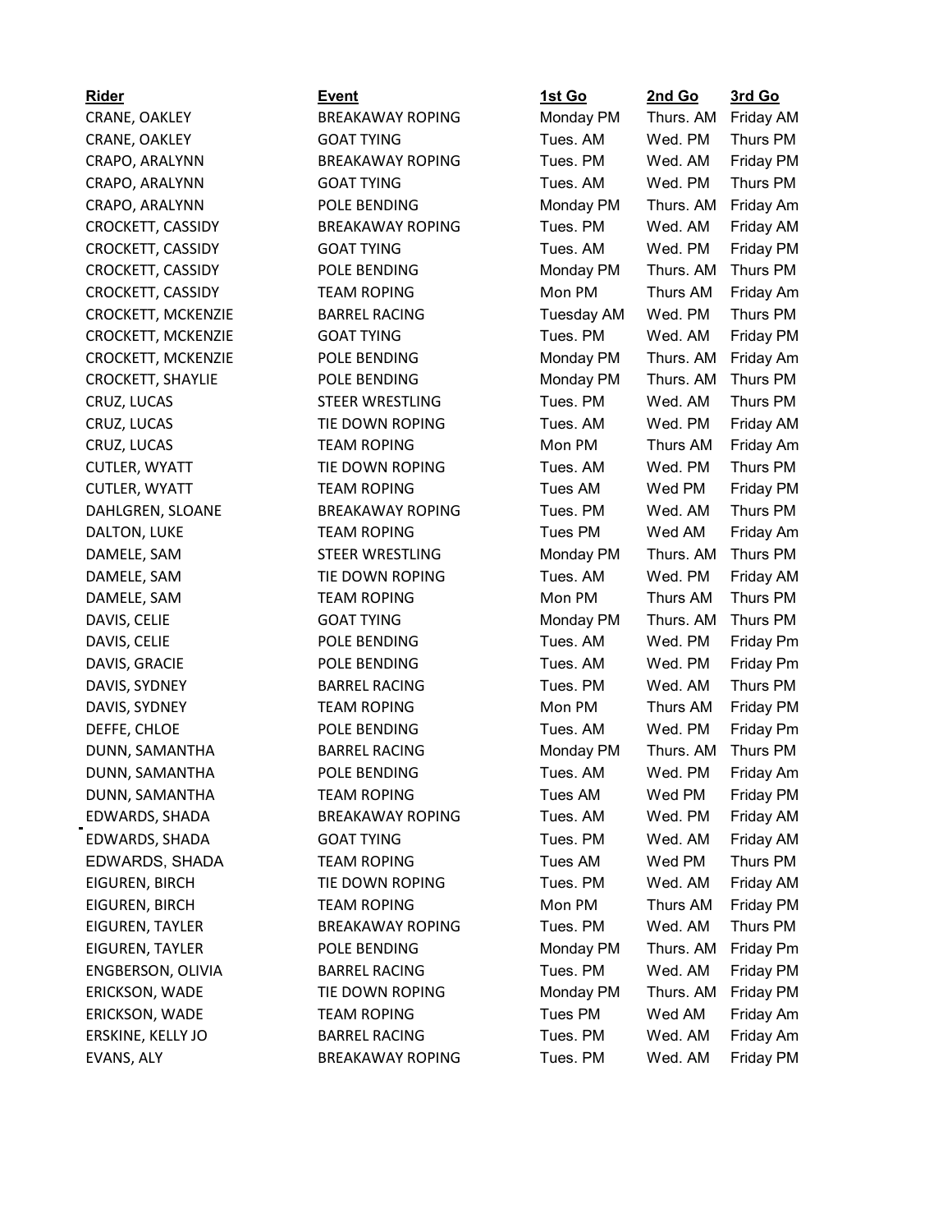| Rider | Event | 1st Go | 2nd Go | 3rd Go |
|---|---|---|---|---|
| CRANE, OAKLEY | BREAKAWAY ROPING | Monday PM | Thurs. AM | Friday AM |
| CRANE, OAKLEY | GOAT TYING | Tues. AM | Wed. PM | Thurs PM |
| CRAPO, ARALYNN | BREAKAWAY ROPING | Tues. PM | Wed. AM | Friday PM |
| CRAPO, ARALYNN | GOAT TYING | Tues. AM | Wed. PM | Thurs PM |
| CRAPO, ARALYNN | POLE BENDING | Monday PM | Thurs. AM | Friday Am |
| CROCKETT, CASSIDY | BREAKAWAY ROPING | Tues. PM | Wed. AM | Friday AM |
| CROCKETT, CASSIDY | GOAT TYING | Tues. AM | Wed. PM | Friday PM |
| CROCKETT, CASSIDY | POLE BENDING | Monday PM | Thurs. AM | Thurs PM |
| CROCKETT, CASSIDY | TEAM ROPING | Mon PM | Thurs AM | Friday Am |
| CROCKETT, MCKENZIE | BARREL RACING | Tuesday AM | Wed. PM | Thurs PM |
| CROCKETT, MCKENZIE | GOAT TYING | Tues. PM | Wed. AM | Friday PM |
| CROCKETT, MCKENZIE | POLE BENDING | Monday PM | Thurs. AM | Friday Am |
| CROCKETT, SHAYLIE | POLE BENDING | Monday PM | Thurs. AM | Thurs PM |
| CRUZ, LUCAS | STEER WRESTLING | Tues. PM | Wed. AM | Thurs PM |
| CRUZ, LUCAS | TIE DOWN ROPING | Tues. AM | Wed. PM | Friday AM |
| CRUZ, LUCAS | TEAM ROPING | Mon PM | Thurs AM | Friday Am |
| CUTLER, WYATT | TIE DOWN ROPING | Tues. AM | Wed. PM | Thurs PM |
| CUTLER, WYATT | TEAM ROPING | Tues AM | Wed PM | Friday PM |
| DAHLGREN, SLOANE | BREAKAWAY ROPING | Tues. PM | Wed. AM | Thurs PM |
| DALTON, LUKE | TEAM ROPING | Tues PM | Wed AM | Friday Am |
| DAMELE, SAM | STEER WRESTLING | Monday PM | Thurs. AM | Thurs PM |
| DAMELE, SAM | TIE DOWN ROPING | Tues. AM | Wed. PM | Friday AM |
| DAMELE, SAM | TEAM ROPING | Mon PM | Thurs AM | Thurs PM |
| DAVIS, CELIE | GOAT TYING | Monday PM | Thurs. AM | Thurs PM |
| DAVIS, CELIE | POLE BENDING | Tues. AM | Wed. PM | Friday Pm |
| DAVIS, GRACIE | POLE BENDING | Tues. AM | Wed. PM | Friday Pm |
| DAVIS, SYDNEY | BARREL RACING | Tues. PM | Wed. AM | Thurs PM |
| DAVIS, SYDNEY | TEAM ROPING | Mon PM | Thurs AM | Friday PM |
| DEFFE, CHLOE | POLE BENDING | Tues. AM | Wed. PM | Friday Pm |
| DUNN, SAMANTHA | BARREL RACING | Monday PM | Thurs. AM | Thurs PM |
| DUNN, SAMANTHA | POLE BENDING | Tues. AM | Wed. PM | Friday Am |
| DUNN, SAMANTHA | TEAM ROPING | Tues AM | Wed PM | Friday PM |
| EDWARDS, SHADA | BREAKAWAY ROPING | Tues. AM | Wed. PM | Friday AM |
| EDWARDS, SHADA | GOAT TYING | Tues. PM | Wed. AM | Friday AM |
| EDWARDS, SHADA | TEAM ROPING | Tues AM | Wed PM | Thurs PM |
| EIGUREN, BIRCH | TIE DOWN ROPING | Tues. PM | Wed. AM | Friday AM |
| EIGUREN, BIRCH | TEAM ROPING | Mon PM | Thurs AM | Friday PM |
| EIGUREN, TAYLER | BREAKAWAY ROPING | Tues. PM | Wed. AM | Thurs PM |
| EIGUREN, TAYLER | POLE BENDING | Monday PM | Thurs. AM | Friday Pm |
| ENGBERSON, OLIVIA | BARREL RACING | Tues. PM | Wed. AM | Friday PM |
| ERICKSON, WADE | TIE DOWN ROPING | Monday PM | Thurs. AM | Friday PM |
| ERICKSON, WADE | TEAM ROPING | Tues PM | Wed AM | Friday Am |
| ERSKINE, KELLY JO | BARREL RACING | Tues. PM | Wed. AM | Friday Am |
| EVANS, ALY | BREAKAWAY ROPING | Tues. PM | Wed. AM | Friday PM |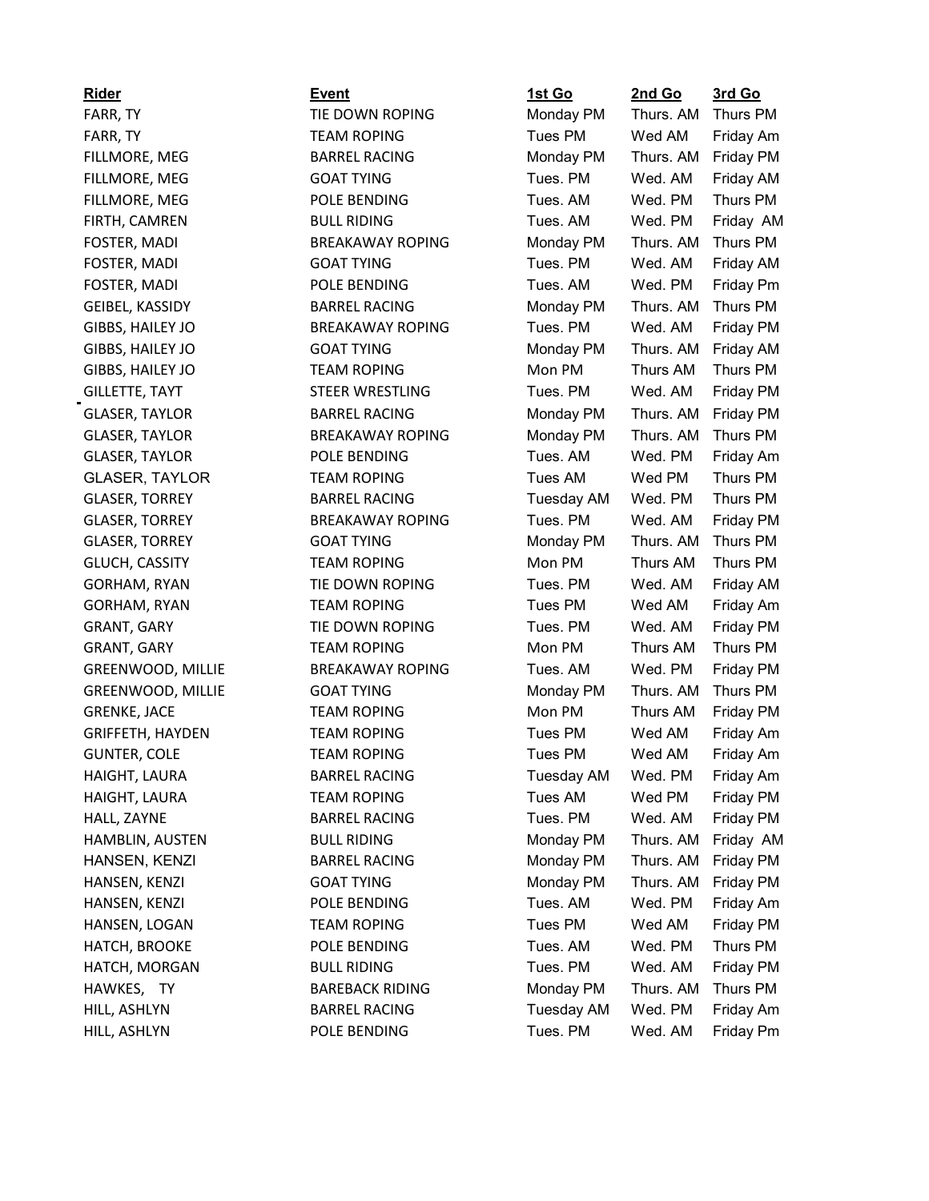| Rider | Event | 1st Go | 2nd Go | 3rd Go |
|---|---|---|---|---|
| FARR, TY | TIE DOWN ROPING | Monday PM | Thurs. AM | Thurs PM |
| FARR, TY | TEAM ROPING | Tues PM | Wed AM | Friday Am |
| FILLMORE, MEG | BARREL RACING | Monday PM | Thurs. AM | Friday PM |
| FILLMORE, MEG | GOAT TYING | Tues. PM | Wed. AM | Friday AM |
| FILLMORE, MEG | POLE BENDING | Tues. AM | Wed. PM | Thurs PM |
| FIRTH, CAMREN | BULL RIDING | Tues. AM | Wed. PM | Friday AM |
| FOSTER, MADI | BREAKAWAY ROPING | Monday PM | Thurs. AM | Thurs PM |
| FOSTER, MADI | GOAT TYING | Tues. PM | Wed. AM | Friday AM |
| FOSTER, MADI | POLE BENDING | Tues. AM | Wed. PM | Friday Pm |
| GEIBEL, KASSIDY | BARREL RACING | Monday PM | Thurs. AM | Thurs PM |
| GIBBS, HAILEY JO | BREAKAWAY ROPING | Tues. PM | Wed. AM | Friday PM |
| GIBBS, HAILEY JO | GOAT TYING | Monday PM | Thurs. AM | Friday AM |
| GIBBS, HAILEY JO | TEAM ROPING | Mon PM | Thurs AM | Thurs PM |
| GILLETTE, TAYT | STEER WRESTLING | Tues. PM | Wed. AM | Friday PM |
| GLASER, TAYLOR | BARREL RACING | Monday PM | Thurs. AM | Friday PM |
| GLASER, TAYLOR | BREAKAWAY ROPING | Monday PM | Thurs. AM | Thurs PM |
| GLASER, TAYLOR | POLE BENDING | Tues. AM | Wed. PM | Friday Am |
| GLASER, TAYLOR | TEAM ROPING | Tues AM | Wed PM | Thurs PM |
| GLASER, TORREY | BARREL RACING | Tuesday AM | Wed. PM | Thurs PM |
| GLASER, TORREY | BREAKAWAY ROPING | Tues. PM | Wed. AM | Friday PM |
| GLASER, TORREY | GOAT TYING | Monday PM | Thurs. AM | Thurs PM |
| GLUCH, CASSITY | TEAM ROPING | Mon PM | Thurs AM | Thurs PM |
| GORHAM, RYAN | TIE DOWN ROPING | Tues. PM | Wed. AM | Friday AM |
| GORHAM, RYAN | TEAM ROPING | Tues PM | Wed AM | Friday Am |
| GRANT, GARY | TIE DOWN ROPING | Tues. PM | Wed. AM | Friday PM |
| GRANT, GARY | TEAM ROPING | Mon PM | Thurs AM | Thurs PM |
| GREENWOOD, MILLIE | BREAKAWAY ROPING | Tues. AM | Wed. PM | Friday PM |
| GREENWOOD, MILLIE | GOAT TYING | Monday PM | Thurs. AM | Thurs PM |
| GRENKE, JACE | TEAM ROPING | Mon PM | Thurs AM | Friday PM |
| GRIFFETH, HAYDEN | TEAM ROPING | Tues PM | Wed AM | Friday Am |
| GUNTER, COLE | TEAM ROPING | Tues PM | Wed AM | Friday Am |
| HAIGHT, LAURA | BARREL RACING | Tuesday AM | Wed. PM | Friday Am |
| HAIGHT, LAURA | TEAM ROPING | Tues AM | Wed PM | Friday PM |
| HALL, ZAYNE | BARREL RACING | Tues. PM | Wed. AM | Friday PM |
| HAMBLIN, AUSTEN | BULL RIDING | Monday PM | Thurs. AM | Friday AM |
| HANSEN, KENZI | BARREL RACING | Monday PM | Thurs. AM | Friday PM |
| HANSEN, KENZI | GOAT TYING | Monday PM | Thurs. AM | Friday PM |
| HANSEN, KENZI | POLE BENDING | Tues. AM | Wed. PM | Friday Am |
| HANSEN, LOGAN | TEAM ROPING | Tues PM | Wed AM | Friday PM |
| HATCH, BROOKE | POLE BENDING | Tues. AM | Wed. PM | Thurs PM |
| HATCH, MORGAN | BULL RIDING | Tues. PM | Wed. AM | Friday PM |
| HAWKES, TY | BAREBACK RIDING | Monday PM | Thurs. AM | Thurs PM |
| HILL, ASHLYN | BARREL RACING | Tuesday AM | Wed. PM | Friday Am |
| HILL, ASHLYN | POLE BENDING | Tues. PM | Wed. AM | Friday Pm |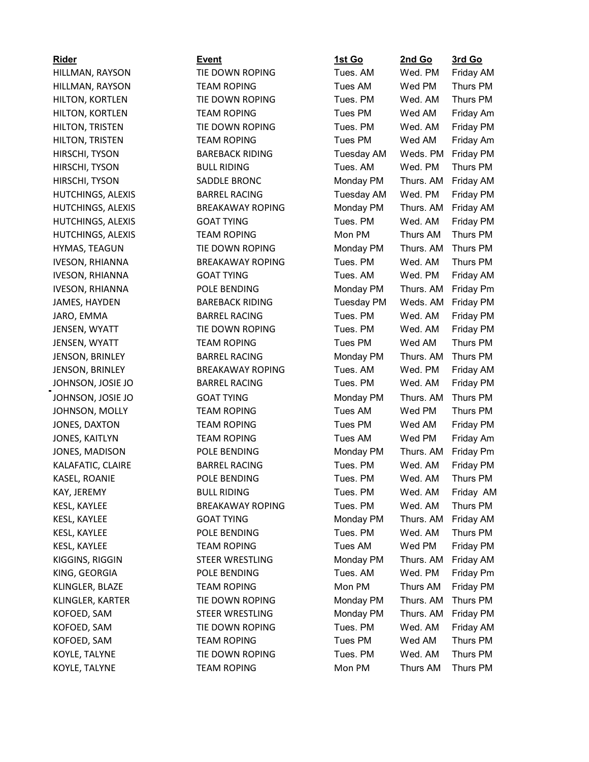| Rider | Event | 1st Go | 2nd Go | 3rd Go |
|---|---|---|---|---|
| HILLMAN, RAYSON | TIE DOWN ROPING | Tues. AM | Wed. PM | Friday AM |
| HILLMAN, RAYSON | TEAM ROPING | Tues AM | Wed PM | Thurs PM |
| HILTON, KORTLEN | TIE DOWN ROPING | Tues. PM | Wed. AM | Thurs PM |
| HILTON, KORTLEN | TEAM ROPING | Tues PM | Wed AM | Friday Am |
| HILTON, TRISTEN | TIE DOWN ROPING | Tues. PM | Wed. AM | Friday PM |
| HILTON, TRISTEN | TEAM ROPING | Tues PM | Wed AM | Friday Am |
| HIRSCHI, TYSON | BAREBACK RIDING | Tuesday AM | Weds. PM | Friday PM |
| HIRSCHI, TYSON | BULL RIDING | Tues. AM | Wed. PM | Thurs PM |
| HIRSCHI, TYSON | SADDLE BRONC | Monday PM | Thurs. AM | Friday AM |
| HUTCHINGS, ALEXIS | BARREL RACING | Tuesday AM | Wed. PM | Friday PM |
| HUTCHINGS, ALEXIS | BREAKAWAY ROPING | Monday PM | Thurs. AM | Friday AM |
| HUTCHINGS, ALEXIS | GOAT TYING | Tues. PM | Wed. AM | Friday PM |
| HUTCHINGS, ALEXIS | TEAM ROPING | Mon PM | Thurs AM | Thurs PM |
| HYMAS, TEAGUN | TIE DOWN ROPING | Monday PM | Thurs. AM | Thurs PM |
| IVESON, RHIANNA | BREAKAWAY ROPING | Tues. PM | Wed. AM | Thurs PM |
| IVESON, RHIANNA | GOAT TYING | Tues. AM | Wed. PM | Friday AM |
| IVESON, RHIANNA | POLE BENDING | Monday PM | Thurs. AM | Friday Pm |
| JAMES, HAYDEN | BAREBACK RIDING | Tuesday PM | Weds. AM | Friday PM |
| JARO, EMMA | BARREL RACING | Tues. PM | Wed. AM | Friday PM |
| JENSEN, WYATT | TIE DOWN ROPING | Tues. PM | Wed. AM | Friday PM |
| JENSEN, WYATT | TEAM ROPING | Tues PM | Wed AM | Thurs PM |
| JENSON, BRINLEY | BARREL RACING | Monday PM | Thurs. AM | Thurs PM |
| JENSON, BRINLEY | BREAKAWAY ROPING | Tues. AM | Wed. PM | Friday AM |
| JOHNSON, JOSIE JO | BARREL RACING | Tues. PM | Wed. AM | Friday PM |
| JOHNSON, JOSIE JO | GOAT TYING | Monday PM | Thurs. AM | Thurs PM |
| JOHNSON, MOLLY | TEAM ROPING | Tues AM | Wed PM | Thurs PM |
| JONES, DAXTON | TEAM ROPING | Tues PM | Wed AM | Friday PM |
| JONES, KAITLYN | TEAM ROPING | Tues AM | Wed PM | Friday Am |
| JONES, MADISON | POLE BENDING | Monday PM | Thurs. AM | Friday Pm |
| KALAFATIC, CLAIRE | BARREL RACING | Tues. PM | Wed. AM | Friday PM |
| KASEL, ROANIE | POLE BENDING | Tues. PM | Wed. AM | Thurs PM |
| KAY, JEREMY | BULL RIDING | Tues. PM | Wed. AM | Friday AM |
| KESL, KAYLEE | BREAKAWAY ROPING | Tues. PM | Wed. AM | Thurs PM |
| KESL, KAYLEE | GOAT TYING | Monday PM | Thurs. AM | Friday AM |
| KESL, KAYLEE | POLE BENDING | Tues. PM | Wed. AM | Thurs PM |
| KESL, KAYLEE | TEAM ROPING | Tues AM | Wed PM | Friday PM |
| KIGGINS, RIGGIN | STEER WRESTLING | Monday PM | Thurs. AM | Friday AM |
| KING, GEORGIA | POLE BENDING | Tues. AM | Wed. PM | Friday Pm |
| KLINGLER, BLAZE | TEAM ROPING | Mon PM | Thurs AM | Friday PM |
| KLINGLER, KARTER | TIE DOWN ROPING | Monday PM | Thurs. AM | Thurs PM |
| KOFOED, SAM | STEER WRESTLING | Monday PM | Thurs. AM | Friday PM |
| KOFOED, SAM | TIE DOWN ROPING | Tues. PM | Wed. AM | Friday AM |
| KOFOED, SAM | TEAM ROPING | Tues PM | Wed AM | Thurs PM |
| KOYLE, TALYNE | TIE DOWN ROPING | Tues. PM | Wed. AM | Thurs PM |
| KOYLE, TALYNE | TEAM ROPING | Mon PM | Thurs AM | Thurs PM |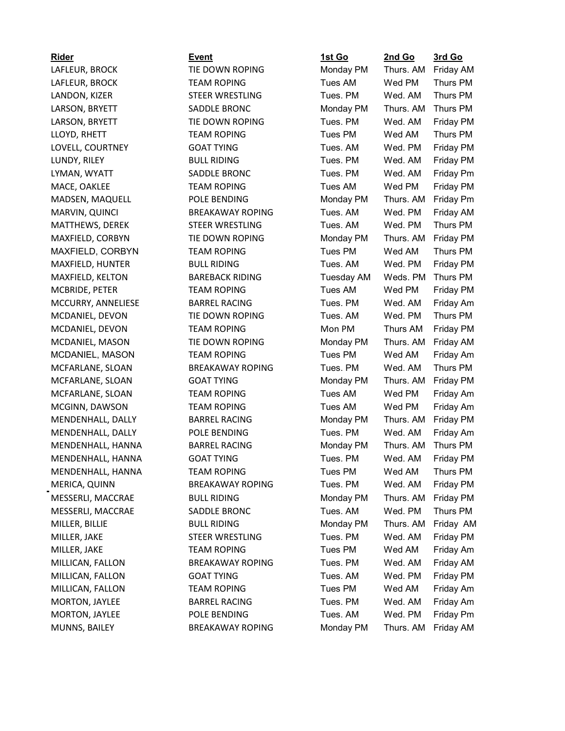| Rider | Event | 1st Go | 2nd Go | 3rd Go |
| --- | --- | --- | --- | --- |
| LAFLEUR, BROCK | TIE DOWN ROPING | Monday PM | Thurs. AM | Friday AM |
| LAFLEUR, BROCK | TEAM ROPING | Tues AM | Wed PM | Thurs PM |
| LANDON, KIZER | STEER WRESTLING | Tues. PM | Wed. AM | Thurs PM |
| LARSON, BRYETT | SADDLE BRONC | Monday PM | Thurs. AM | Thurs PM |
| LARSON, BRYETT | TIE DOWN ROPING | Tues. PM | Wed. AM | Friday PM |
| LLOYD, RHETT | TEAM ROPING | Tues PM | Wed AM | Thurs PM |
| LOVELL, COURTNEY | GOAT TYING | Tues. AM | Wed. PM | Friday PM |
| LUNDY, RILEY | BULL RIDING | Tues. PM | Wed. AM | Friday PM |
| LYMAN, WYATT | SADDLE BRONC | Tues. PM | Wed. AM | Friday Pm |
| MACE, OAKLEE | TEAM ROPING | Tues AM | Wed PM | Friday PM |
| MADSEN, MAQUELL | POLE BENDING | Monday PM | Thurs. AM | Friday Pm |
| MARVIN, QUINCI | BREAKAWAY ROPING | Tues. AM | Wed. PM | Friday AM |
| MATTHEWS, DEREK | STEER WRESTLING | Tues. AM | Wed. PM | Thurs PM |
| MAXFIELD, CORBYN | TIE DOWN ROPING | Monday PM | Thurs. AM | Friday PM |
| MAXFIELD, CORBYN | TEAM ROPING | Tues PM | Wed AM | Thurs PM |
| MAXFIELD, HUNTER | BULL RIDING | Tues. AM | Wed. PM | Friday PM |
| MAXFIELD, KELTON | BAREBACK RIDING | Tuesday AM | Weds. PM | Thurs PM |
| MCBRIDE, PETER | TEAM ROPING | Tues AM | Wed PM | Friday PM |
| MCCURRY, ANNELIESE | BARREL RACING | Tues. PM | Wed. AM | Friday Am |
| MCDANIEL, DEVON | TIE DOWN ROPING | Tues. AM | Wed. PM | Thurs PM |
| MCDANIEL, DEVON | TEAM ROPING | Mon PM | Thurs AM | Friday PM |
| MCDANIEL, MASON | TIE DOWN ROPING | Monday PM | Thurs. AM | Friday AM |
| MCDANIEL, MASON | TEAM ROPING | Tues PM | Wed AM | Friday Am |
| MCFARLANE, SLOAN | BREAKAWAY ROPING | Tues. PM | Wed. AM | Thurs PM |
| MCFARLANE, SLOAN | GOAT TYING | Monday PM | Thurs. AM | Friday PM |
| MCFARLANE, SLOAN | TEAM ROPING | Tues AM | Wed PM | Friday Am |
| MCGINN, DAWSON | TEAM ROPING | Tues AM | Wed PM | Friday Am |
| MENDENHALL, DALLY | BARREL RACING | Monday PM | Thurs. AM | Friday PM |
| MENDENHALL, DALLY | POLE BENDING | Tues. PM | Wed. AM | Friday Am |
| MENDENHALL, HANNA | BARREL RACING | Monday PM | Thurs. AM | Thurs PM |
| MENDENHALL, HANNA | GOAT TYING | Tues. PM | Wed. AM | Friday PM |
| MENDENHALL, HANNA | TEAM ROPING | Tues PM | Wed AM | Thurs PM |
| MERICA, QUINN | BREAKAWAY ROPING | Tues. PM | Wed. AM | Friday PM |
| MESSERLI, MACCRAE | BULL RIDING | Monday PM | Thurs. AM | Friday PM |
| MESSERLI, MACCRAE | SADDLE BRONC | Tues. AM | Wed. PM | Thurs PM |
| MILLER, BILLIE | BULL RIDING | Monday PM | Thurs. AM | Friday AM |
| MILLER, JAKE | STEER WRESTLING | Tues. PM | Wed. AM | Friday PM |
| MILLER, JAKE | TEAM ROPING | Tues PM | Wed AM | Friday Am |
| MILLICAN, FALLON | BREAKAWAY ROPING | Tues. PM | Wed. AM | Friday AM |
| MILLICAN, FALLON | GOAT TYING | Tues. AM | Wed. PM | Friday PM |
| MILLICAN, FALLON | TEAM ROPING | Tues PM | Wed AM | Friday Am |
| MORTON, JAYLEE | BARREL RACING | Tues. PM | Wed. AM | Friday Am |
| MORTON, JAYLEE | POLE BENDING | Tues. AM | Wed. PM | Friday Pm |
| MUNNS, BAILEY | BREAKAWAY ROPING | Monday PM | Thurs. AM | Friday AM |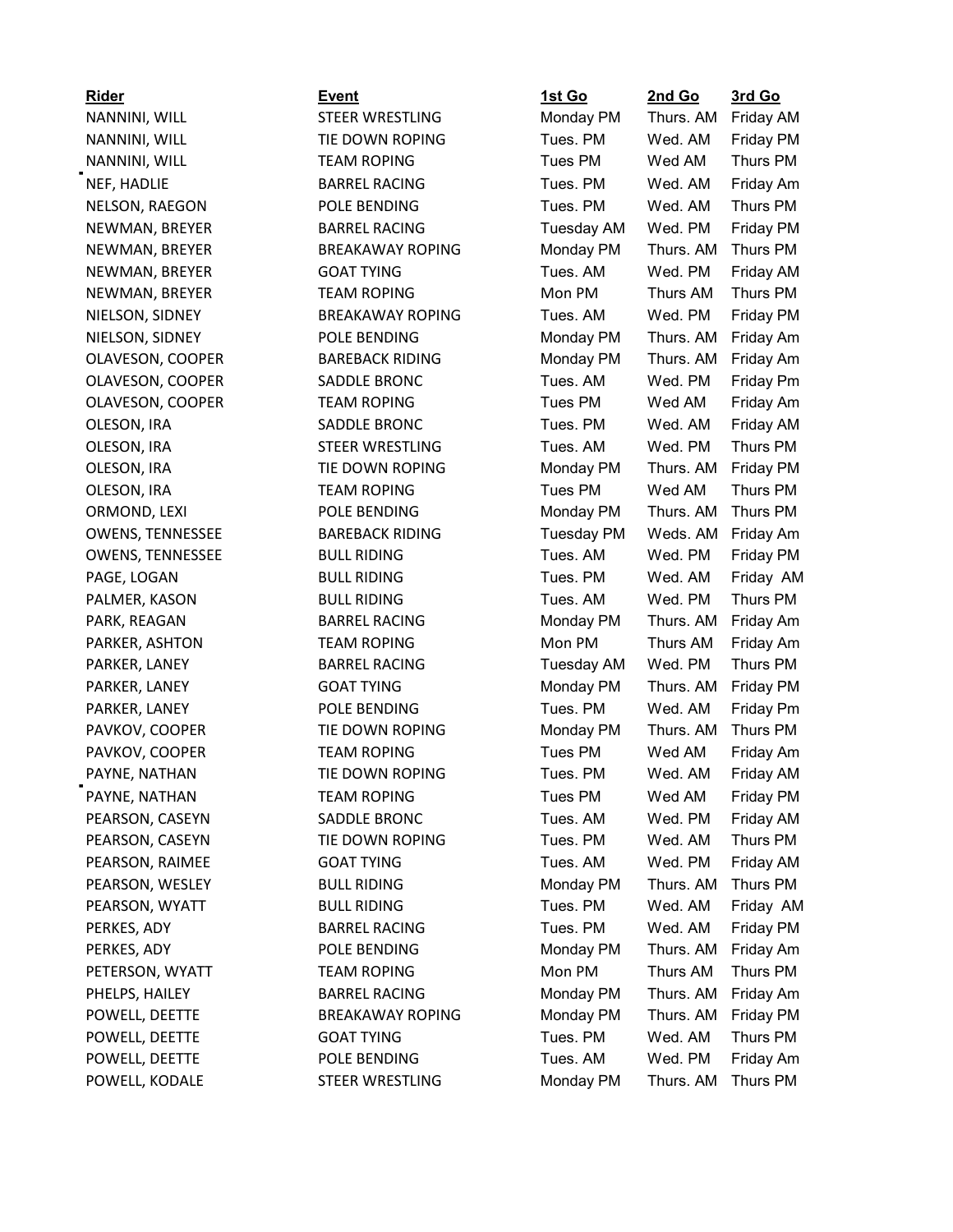| Rider | Event | 1st Go | 2nd Go | 3rd Go |
|---|---|---|---|---|
| NANNINI, WILL | STEER WRESTLING | Monday PM | Thurs. AM | Friday AM |
| NANNINI, WILL | TIE DOWN ROPING | Tues. PM | Wed. AM | Friday PM |
| NANNINI, WILL | TEAM ROPING | Tues PM | Wed AM | Thurs PM |
| NEF, HADLIE | BARREL RACING | Tues. PM | Wed. AM | Friday Am |
| NELSON, RAEGON | POLE BENDING | Tues. PM | Wed. AM | Thurs PM |
| NEWMAN, BREYER | BARREL RACING | Tuesday AM | Wed. PM | Friday PM |
| NEWMAN, BREYER | BREAKAWAY ROPING | Monday PM | Thurs. AM | Thurs PM |
| NEWMAN, BREYER | GOAT TYING | Tues. AM | Wed. PM | Friday AM |
| NEWMAN, BREYER | TEAM ROPING | Mon PM | Thurs AM | Thurs PM |
| NIELSON, SIDNEY | BREAKAWAY ROPING | Tues. AM | Wed. PM | Friday PM |
| NIELSON, SIDNEY | POLE BENDING | Monday PM | Thurs. AM | Friday Am |
| OLAVESON, COOPER | BAREBACK RIDING | Monday PM | Thurs. AM | Friday Am |
| OLAVESON, COOPER | SADDLE BRONC | Tues. AM | Wed. PM | Friday Pm |
| OLAVESON, COOPER | TEAM ROPING | Tues PM | Wed AM | Friday Am |
| OLESON, IRA | SADDLE BRONC | Tues. PM | Wed. AM | Friday AM |
| OLESON, IRA | STEER WRESTLING | Tues. AM | Wed. PM | Thurs PM |
| OLESON, IRA | TIE DOWN ROPING | Monday PM | Thurs. AM | Friday PM |
| OLESON, IRA | TEAM ROPING | Tues PM | Wed AM | Thurs PM |
| ORMOND, LEXI | POLE BENDING | Monday PM | Thurs. AM | Thurs PM |
| OWENS, TENNESSEE | BAREBACK RIDING | Tuesday PM | Weds. AM | Friday Am |
| OWENS, TENNESSEE | BULL RIDING | Tues. AM | Wed. PM | Friday PM |
| PAGE, LOGAN | BULL RIDING | Tues. PM | Wed. AM | Friday AM |
| PALMER, KASON | BULL RIDING | Tues. AM | Wed. PM | Thurs PM |
| PARK, REAGAN | BARREL RACING | Monday PM | Thurs. AM | Friday Am |
| PARKER, ASHTON | TEAM ROPING | Mon PM | Thurs AM | Friday Am |
| PARKER, LANEY | BARREL RACING | Tuesday AM | Wed. PM | Thurs PM |
| PARKER, LANEY | GOAT TYING | Monday PM | Thurs. AM | Friday PM |
| PARKER, LANEY | POLE BENDING | Tues. PM | Wed. AM | Friday Pm |
| PAVKOV, COOPER | TIE DOWN ROPING | Monday PM | Thurs. AM | Thurs PM |
| PAVKOV, COOPER | TEAM ROPING | Tues PM | Wed AM | Friday Am |
| PAYNE, NATHAN | TIE DOWN ROPING | Tues. PM | Wed. AM | Friday AM |
| PAYNE, NATHAN | TEAM ROPING | Tues PM | Wed AM | Friday PM |
| PEARSON, CASEYN | SADDLE BRONC | Tues. AM | Wed. PM | Friday AM |
| PEARSON, CASEYN | TIE DOWN ROPING | Tues. PM | Wed. AM | Thurs PM |
| PEARSON, RAIMEE | GOAT TYING | Tues. AM | Wed. PM | Friday AM |
| PEARSON, WESLEY | BULL RIDING | Monday PM | Thurs. AM | Thurs PM |
| PEARSON, WYATT | BULL RIDING | Tues. PM | Wed. AM | Friday AM |
| PERKES, ADY | BARREL RACING | Tues. PM | Wed. AM | Friday PM |
| PERKES, ADY | POLE BENDING | Monday PM | Thurs. AM | Friday Am |
| PETERSON, WYATT | TEAM ROPING | Mon PM | Thurs AM | Thurs PM |
| PHELPS, HAILEY | BARREL RACING | Monday PM | Thurs. AM | Friday Am |
| POWELL, DEETTE | BREAKAWAY ROPING | Monday PM | Thurs. AM | Friday PM |
| POWELL, DEETTE | GOAT TYING | Tues. PM | Wed. AM | Thurs PM |
| POWELL, DEETTE | POLE BENDING | Tues. AM | Wed. PM | Friday Am |
| POWELL, KODALE | STEER WRESTLING | Monday PM | Thurs. AM | Thurs PM |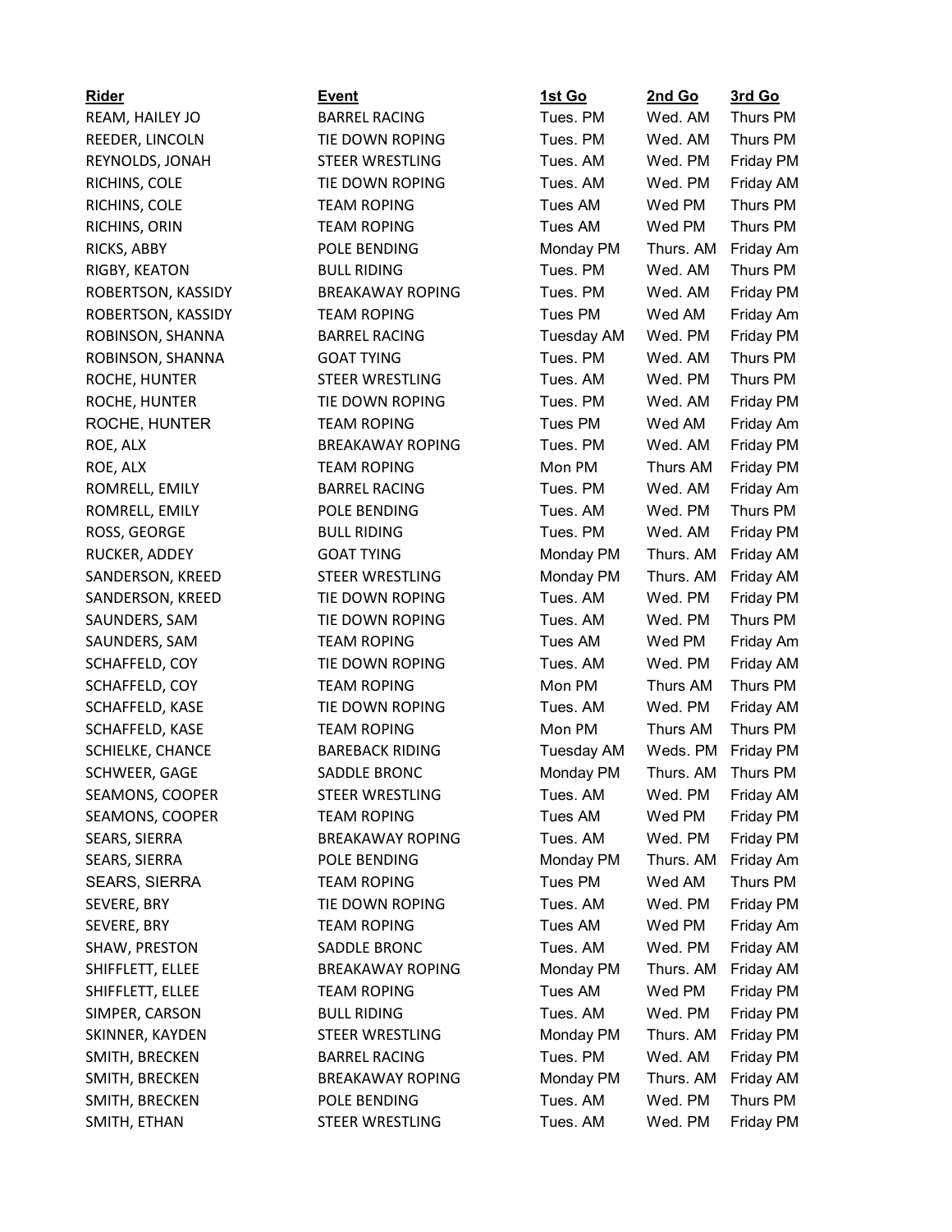| Rider | Event | 1st Go | 2nd Go | 3rd Go |
|---|---|---|---|---|
| REAM, HAILEY JO | BARREL RACING | Tues. PM | Wed. AM | Thurs PM |
| REEDER, LINCOLN | TIE DOWN ROPING | Tues. PM | Wed. AM | Thurs PM |
| REYNOLDS, JONAH | STEER WRESTLING | Tues. AM | Wed. PM | Friday PM |
| RICHINS, COLE | TIE DOWN ROPING | Tues. AM | Wed. PM | Friday AM |
| RICHINS, COLE | TEAM ROPING | Tues AM | Wed PM | Thurs PM |
| RICHINS, ORIN | TEAM ROPING | Tues AM | Wed PM | Thurs PM |
| RICKS, ABBY | POLE BENDING | Monday PM | Thurs. AM | Friday Am |
| RIGBY, KEATON | BULL RIDING | Tues. PM | Wed. AM | Thurs PM |
| ROBERTSON, KASSIDY | BREAKAWAY ROPING | Tues. PM | Wed. AM | Friday PM |
| ROBERTSON, KASSIDY | TEAM ROPING | Tues PM | Wed AM | Friday Am |
| ROBINSON, SHANNA | BARREL RACING | Tuesday AM | Wed. PM | Friday PM |
| ROBINSON, SHANNA | GOAT TYING | Tues. PM | Wed. AM | Thurs PM |
| ROCHE, HUNTER | STEER WRESTLING | Tues. AM | Wed. PM | Thurs PM |
| ROCHE, HUNTER | TIE DOWN ROPING | Tues. PM | Wed. AM | Friday PM |
| ROCHE, HUNTER | TEAM ROPING | Tues PM | Wed AM | Friday Am |
| ROE, ALX | BREAKAWAY ROPING | Tues. PM | Wed. AM | Friday PM |
| ROE, ALX | TEAM ROPING | Mon PM | Thurs AM | Friday PM |
| ROMRELL, EMILY | BARREL RACING | Tues. PM | Wed. AM | Friday Am |
| ROMRELL, EMILY | POLE BENDING | Tues. AM | Wed. PM | Thurs PM |
| ROSS, GEORGE | BULL RIDING | Tues. PM | Wed. AM | Friday PM |
| RUCKER, ADDEY | GOAT TYING | Monday PM | Thurs. AM | Friday AM |
| SANDERSON, KREED | STEER WRESTLING | Monday PM | Thurs. AM | Friday AM |
| SANDERSON, KREED | TIE DOWN ROPING | Tues. AM | Wed. PM | Friday PM |
| SAUNDERS, SAM | TIE DOWN ROPING | Tues. AM | Wed. PM | Thurs PM |
| SAUNDERS, SAM | TEAM ROPING | Tues AM | Wed PM | Friday Am |
| SCHAFFELD, COY | TIE DOWN ROPING | Tues. AM | Wed. PM | Friday AM |
| SCHAFFELD, COY | TEAM ROPING | Mon PM | Thurs AM | Thurs PM |
| SCHAFFELD, KASE | TIE DOWN ROPING | Tues. AM | Wed. PM | Friday AM |
| SCHAFFELD, KASE | TEAM ROPING | Mon PM | Thurs AM | Thurs PM |
| SCHIELKE, CHANCE | BAREBACK RIDING | Tuesday AM | Weds. PM | Friday PM |
| SCHWEER, GAGE | SADDLE BRONC | Monday PM | Thurs. AM | Thurs PM |
| SEAMONS, COOPER | STEER WRESTLING | Tues. AM | Wed. PM | Friday AM |
| SEAMONS, COOPER | TEAM ROPING | Tues AM | Wed PM | Friday PM |
| SEARS, SIERRA | BREAKAWAY ROPING | Tues. AM | Wed. PM | Friday PM |
| SEARS, SIERRA | POLE BENDING | Monday PM | Thurs. AM | Friday Am |
| SEARS, SIERRA | TEAM ROPING | Tues PM | Wed AM | Thurs PM |
| SEVERE, BRY | TIE DOWN ROPING | Tues. AM | Wed. PM | Friday PM |
| SEVERE, BRY | TEAM ROPING | Tues AM | Wed PM | Friday Am |
| SHAW, PRESTON | SADDLE BRONC | Tues. AM | Wed. PM | Friday AM |
| SHIFFLETT, ELLEE | BREAKAWAY ROPING | Monday PM | Thurs. AM | Friday AM |
| SHIFFLETT, ELLEE | TEAM ROPING | Tues AM | Wed PM | Friday PM |
| SIMPER, CARSON | BULL RIDING | Tues. AM | Wed. PM | Friday PM |
| SKINNER, KAYDEN | STEER WRESTLING | Monday PM | Thurs. AM | Friday PM |
| SMITH, BRECKEN | BARREL RACING | Tues. PM | Wed. AM | Friday PM |
| SMITH, BRECKEN | BREAKAWAY ROPING | Monday PM | Thurs. AM | Friday AM |
| SMITH, BRECKEN | POLE BENDING | Tues. AM | Wed. PM | Thurs PM |
| SMITH, ETHAN | STEER WRESTLING | Tues. AM | Wed. PM | Friday PM |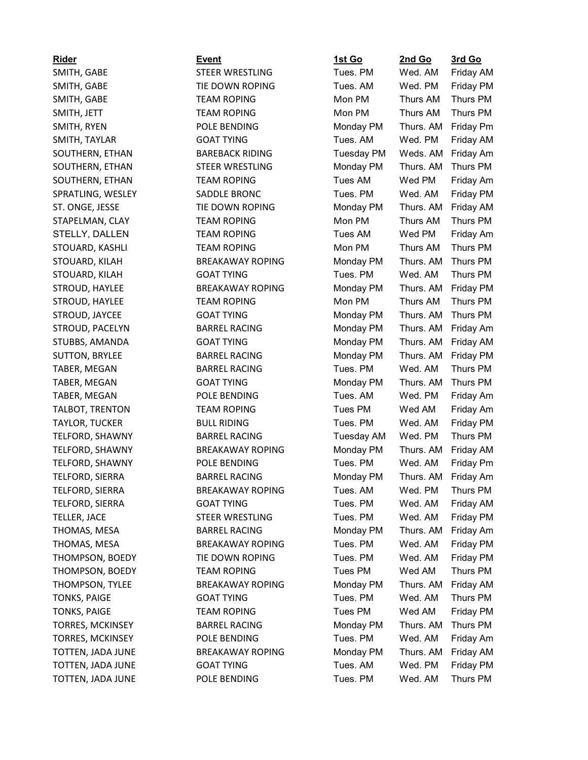| Rider | Event | 1st Go | 2nd Go | 3rd Go |
|---|---|---|---|---|
| SMITH, GABE | STEER WRESTLING | Tues. PM | Wed. AM | Friday AM |
| SMITH, GABE | TIE DOWN ROPING | Tues. AM | Wed. PM | Friday PM |
| SMITH, GABE | TEAM ROPING | Mon PM | Thurs AM | Thurs PM |
| SMITH, JETT | TEAM ROPING | Mon PM | Thurs AM | Thurs PM |
| SMITH, RYEN | POLE BENDING | Monday PM | Thurs. AM | Friday Pm |
| SMITH, TAYLAR | GOAT TYING | Tues. AM | Wed. PM | Friday AM |
| SOUTHERN, ETHAN | BAREBACK RIDING | Tuesday PM | Weds. AM | Friday Am |
| SOUTHERN, ETHAN | STEER WRESTLING | Monday PM | Thurs. AM | Thurs PM |
| SOUTHERN, ETHAN | TEAM ROPING | Tues AM | Wed PM | Friday Am |
| SPRATLING, WESLEY | SADDLE BRONC | Tues. PM | Wed. AM | Friday PM |
| ST. ONGE, JESSE | TIE DOWN ROPING | Monday PM | Thurs. AM | Friday AM |
| STAPELMAN, CLAY | TEAM ROPING | Mon PM | Thurs AM | Thurs PM |
| STELLY, DALLEN | TEAM ROPING | Tues AM | Wed PM | Friday Am |
| STOUARD, KASHLI | TEAM ROPING | Mon PM | Thurs AM | Thurs PM |
| STOUARD, KILAH | BREAKAWAY ROPING | Monday PM | Thurs. AM | Thurs PM |
| STOUARD, KILAH | GOAT TYING | Tues. PM | Wed. AM | Thurs PM |
| STROUD, HAYLEE | BREAKAWAY ROPING | Monday PM | Thurs. AM | Friday PM |
| STROUD, HAYLEE | TEAM ROPING | Mon PM | Thurs AM | Thurs PM |
| STROUD, JAYCEE | GOAT TYING | Monday PM | Thurs. AM | Thurs PM |
| STROUD, PACELYN | BARREL RACING | Monday PM | Thurs. AM | Friday Am |
| STUBBS, AMANDA | GOAT TYING | Monday PM | Thurs. AM | Friday AM |
| SUTTON, BRYLEE | BARREL RACING | Monday PM | Thurs. AM | Friday PM |
| TABER, MEGAN | BARREL RACING | Tues. PM | Wed. AM | Thurs PM |
| TABER, MEGAN | GOAT TYING | Monday PM | Thurs. AM | Thurs PM |
| TABER, MEGAN | POLE BENDING | Tues. AM | Wed. PM | Friday Am |
| TALBOT, TRENTON | TEAM ROPING | Tues PM | Wed AM | Friday Am |
| TAYLOR, TUCKER | BULL RIDING | Tues. PM | Wed. AM | Friday PM |
| TELFORD, SHAWNY | BARREL RACING | Tuesday AM | Wed. PM | Thurs PM |
| TELFORD, SHAWNY | BREAKAWAY ROPING | Monday PM | Thurs. AM | Friday AM |
| TELFORD, SHAWNY | POLE BENDING | Tues. PM | Wed. AM | Friday Pm |
| TELFORD, SIERRA | BARREL RACING | Monday PM | Thurs. AM | Friday Am |
| TELFORD, SIERRA | BREAKAWAY ROPING | Tues. AM | Wed. PM | Thurs PM |
| TELFORD, SIERRA | GOAT TYING | Tues. PM | Wed. AM | Friday AM |
| TELLER, JACE | STEER WRESTLING | Tues. PM | Wed. AM | Friday PM |
| THOMAS, MESA | BARREL RACING | Monday PM | Thurs. AM | Friday Am |
| THOMAS, MESA | BREAKAWAY ROPING | Tues. PM | Wed. AM | Friday PM |
| THOMPSON, BOEDY | TIE DOWN ROPING | Tues. PM | Wed. AM | Friday PM |
| THOMPSON, BOEDY | TEAM ROPING | Tues PM | Wed AM | Thurs PM |
| THOMPSON, TYLEE | BREAKAWAY ROPING | Monday PM | Thurs. AM | Friday AM |
| TONKS, PAIGE | GOAT TYING | Tues. PM | Wed. AM | Thurs PM |
| TONKS, PAIGE | TEAM ROPING | Tues PM | Wed AM | Friday PM |
| TORRES, MCKINSEY | BARREL RACING | Monday PM | Thurs. AM | Thurs PM |
| TORRES, MCKINSEY | POLE BENDING | Tues. PM | Wed. AM | Friday Am |
| TOTTEN, JADA JUNE | BREAKAWAY ROPING | Monday PM | Thurs. AM | Friday AM |
| TOTTEN, JADA JUNE | GOAT TYING | Tues. AM | Wed. PM | Friday PM |
| TOTTEN, JADA JUNE | POLE BENDING | Tues. PM | Wed. AM | Thurs PM |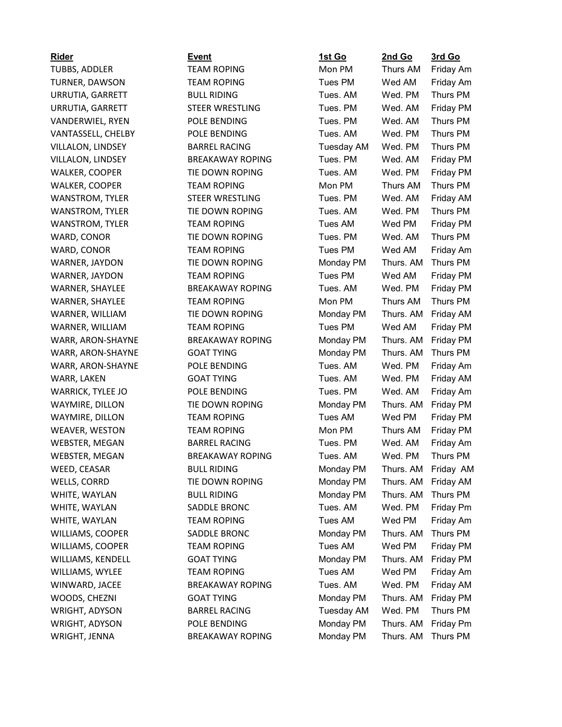| Rider | Event | 1st Go | 2nd Go | 3rd Go |
|---|---|---|---|---|
| TUBBS, ADDLER | TEAM ROPING | Mon PM | Thurs AM | Friday Am |
| TURNER, DAWSON | TEAM ROPING | Tues PM | Wed AM | Friday Am |
| URRUTIA, GARRETT | BULL RIDING | Tues. AM | Wed. PM | Thurs PM |
| URRUTIA, GARRETT | STEER WRESTLING | Tues. PM | Wed. AM | Friday PM |
| VANDERWIEL, RYEN | POLE BENDING | Tues. PM | Wed. AM | Thurs PM |
| VANTASSELL, CHELBY | POLE BENDING | Tues. AM | Wed. PM | Thurs PM |
| VILLALON, LINDSEY | BARREL RACING | Tuesday AM | Wed. PM | Thurs PM |
| VILLALON, LINDSEY | BREAKAWAY ROPING | Tues. PM | Wed. AM | Friday PM |
| WALKER, COOPER | TIE DOWN ROPING | Tues. AM | Wed. PM | Friday PM |
| WALKER, COOPER | TEAM ROPING | Mon PM | Thurs AM | Thurs PM |
| WANSTROM, TYLER | STEER WRESTLING | Tues. PM | Wed. AM | Friday AM |
| WANSTROM, TYLER | TIE DOWN ROPING | Tues. AM | Wed. PM | Thurs PM |
| WANSTROM, TYLER | TEAM ROPING | Tues AM | Wed PM | Friday PM |
| WARD, CONOR | TIE DOWN ROPING | Tues. PM | Wed. AM | Thurs PM |
| WARD, CONOR | TEAM ROPING | Tues PM | Wed AM | Friday Am |
| WARNER, JAYDON | TIE DOWN ROPING | Monday PM | Thurs. AM | Thurs PM |
| WARNER, JAYDON | TEAM ROPING | Tues PM | Wed AM | Friday PM |
| WARNER, SHAYLEE | BREAKAWAY ROPING | Tues. AM | Wed. PM | Friday PM |
| WARNER, SHAYLEE | TEAM ROPING | Mon PM | Thurs AM | Thurs PM |
| WARNER, WILLIAM | TIE DOWN ROPING | Monday PM | Thurs. AM | Friday AM |
| WARNER, WILLIAM | TEAM ROPING | Tues PM | Wed AM | Friday PM |
| WARR, ARON-SHAYNE | BREAKAWAY ROPING | Monday PM | Thurs. AM | Friday PM |
| WARR, ARON-SHAYNE | GOAT TYING | Monday PM | Thurs. AM | Thurs PM |
| WARR, ARON-SHAYNE | POLE BENDING | Tues. AM | Wed. PM | Friday Am |
| WARR, LAKEN | GOAT TYING | Tues. AM | Wed. PM | Friday AM |
| WARRICK, TYLEE JO | POLE BENDING | Tues. PM | Wed. AM | Friday Am |
| WAYMIRE, DILLON | TIE DOWN ROPING | Monday PM | Thurs. AM | Friday PM |
| WAYMIRE, DILLON | TEAM ROPING | Tues AM | Wed PM | Friday PM |
| WEAVER, WESTON | TEAM ROPING | Mon PM | Thurs AM | Friday PM |
| WEBSTER, MEGAN | BARREL RACING | Tues. PM | Wed. AM | Friday Am |
| WEBSTER, MEGAN | BREAKAWAY ROPING | Tues. AM | Wed. PM | Thurs PM |
| WEED, CEASAR | BULL RIDING | Monday PM | Thurs. AM | Friday AM |
| WELLS, CORRD | TIE DOWN ROPING | Monday PM | Thurs. AM | Friday AM |
| WHITE, WAYLAN | BULL RIDING | Monday PM | Thurs. AM | Thurs PM |
| WHITE, WAYLAN | SADDLE BRONC | Tues. AM | Wed. PM | Friday Pm |
| WHITE, WAYLAN | TEAM ROPING | Tues AM | Wed PM | Friday Am |
| WILLIAMS, COOPER | SADDLE BRONC | Monday PM | Thurs. AM | Thurs PM |
| WILLIAMS, COOPER | TEAM ROPING | Tues AM | Wed PM | Friday PM |
| WILLIAMS, KENDELL | GOAT TYING | Monday PM | Thurs. AM | Friday PM |
| WILLIAMS, WYLEE | TEAM ROPING | Tues AM | Wed PM | Friday Am |
| WINWARD, JACEE | BREAKAWAY ROPING | Tues. AM | Wed. PM | Friday AM |
| WOODS, CHEZNI | GOAT TYING | Monday PM | Thurs. AM | Friday PM |
| WRIGHT, ADYSON | BARREL RACING | Tuesday AM | Wed. PM | Thurs PM |
| WRIGHT, ADYSON | POLE BENDING | Monday PM | Thurs. AM | Friday Pm |
| WRIGHT, JENNA | BREAKAWAY ROPING | Monday PM | Thurs. AM | Thurs PM |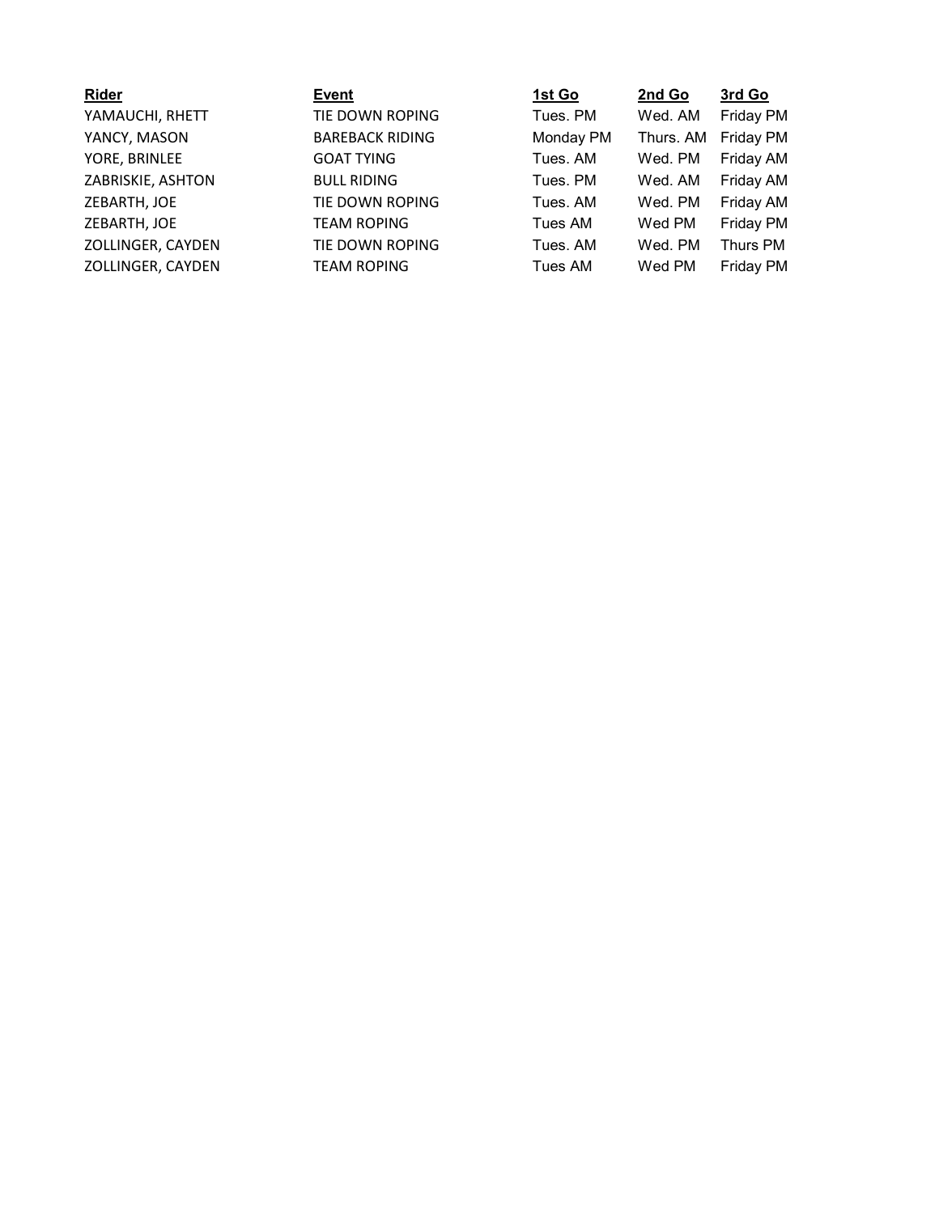| Rider | Event | 1st Go | 2nd Go | 3rd Go |
| --- | --- | --- | --- | --- |
| YAMAUCHI, RHETT | TIE DOWN ROPING | Tues. PM | Wed. AM | Friday PM |
| YANCY, MASON | BAREBACK RIDING | Monday PM | Thurs. AM | Friday PM |
| YORE, BRINLEE | GOAT TYING | Tues. AM | Wed. PM | Friday AM |
| ZABRISKIE, ASHTON | BULL RIDING | Tues. PM | Wed. AM | Friday AM |
| ZEBARTH, JOE | TIE DOWN ROPING | Tues. AM | Wed. PM | Friday AM |
| ZEBARTH, JOE | TEAM ROPING | Tues AM | Wed PM | Friday PM |
| ZOLLINGER, CAYDEN | TIE DOWN ROPING | Tues. AM | Wed. PM | Thurs PM |
| ZOLLINGER, CAYDEN | TEAM ROPING | Tues AM | Wed PM | Friday PM |